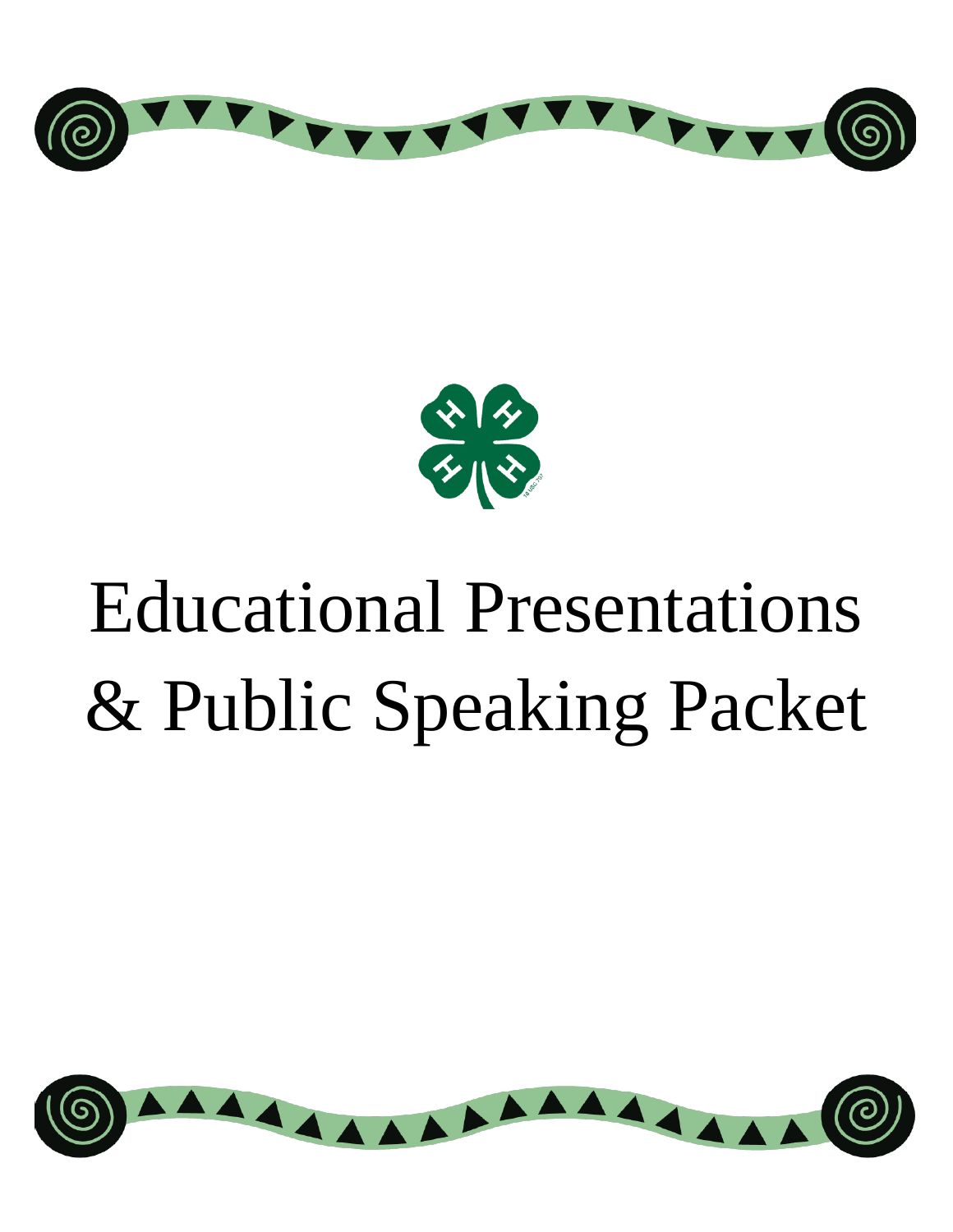# Educational Presentations & Public Speaking Packet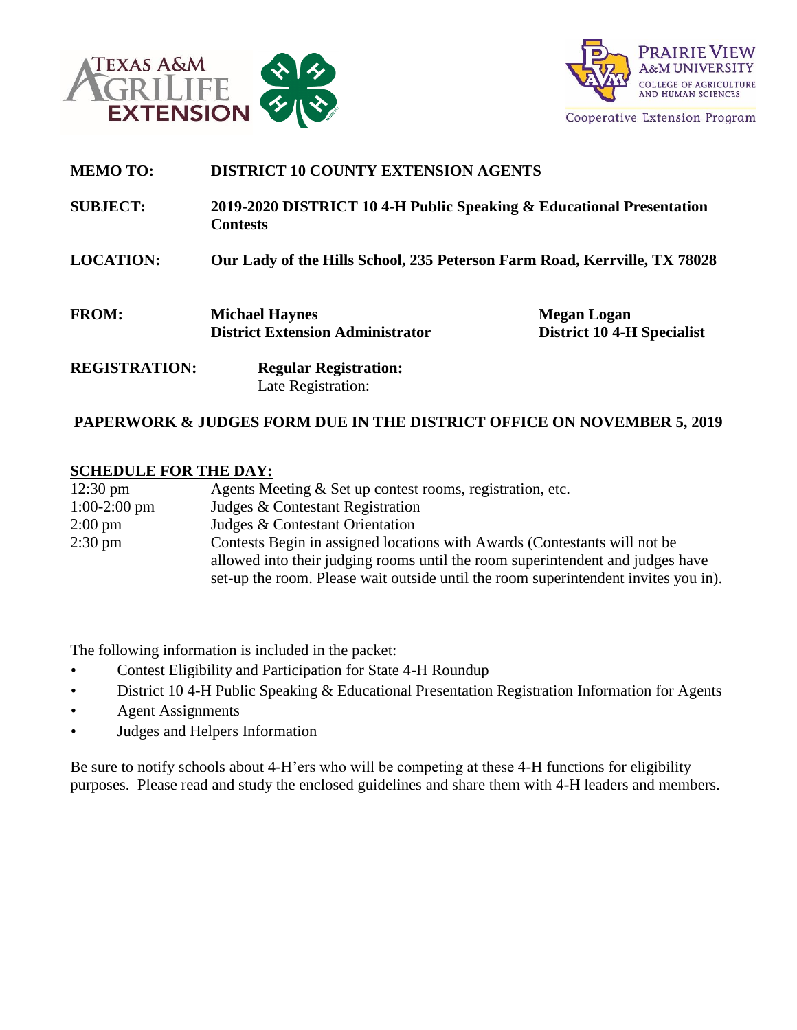**MEMO TO:** **DISTRICT 10 COUNTY EXTENSION AGENTS**

**SUBJECT:** **2019-2020 DISTRICT 10 4-H Public Speaking & Educational Presentation Contests**

**LOCATION:** **Our Lady of the Hills School, 235 Peterson Farm Road, Kerrville, TX 78028**

**FROM:**

**Michael Haynes**
**District Extension Administrator**

**Megan Logan**
**District 10 4-H Specialist**

**REGISTRATION:** **Regular Registration:**
Late Registration:

**PAPERWORK & JUDGES FORM DUE IN THE DISTRICT OFFICE ON NOVEMBER 5, 2019**

## SCHEDULE FOR THE DAY:

| | |
|---|---|
| 12:30 pm | Agents Meeting & Set up contest rooms, registration, etc. |
| 1:00-2:00 pm | Judges & Contestant Registration |
| 2:00 pm | Judges & Contestant Orientation |
| 2:30 pm | Contests Begin in assigned locations with Awards (Contestants will not be allowed into their judging rooms until the room superintendent and judges have set-up the room. Please wait outside until the room superintendent invites you in). |

The following information is included in the packet:

- Contest Eligibility and Participation for State 4-H Roundup
- District 10 4-H Public Speaking & Educational Presentation Registration Information for Agents
- Agent Assignments
- Judges and Helpers Information

Be sure to notify schools about 4-H'ers who will be competing at these 4-H functions for eligibility purposes. Please read and study the enclosed guidelines and share them with 4-H leaders and members.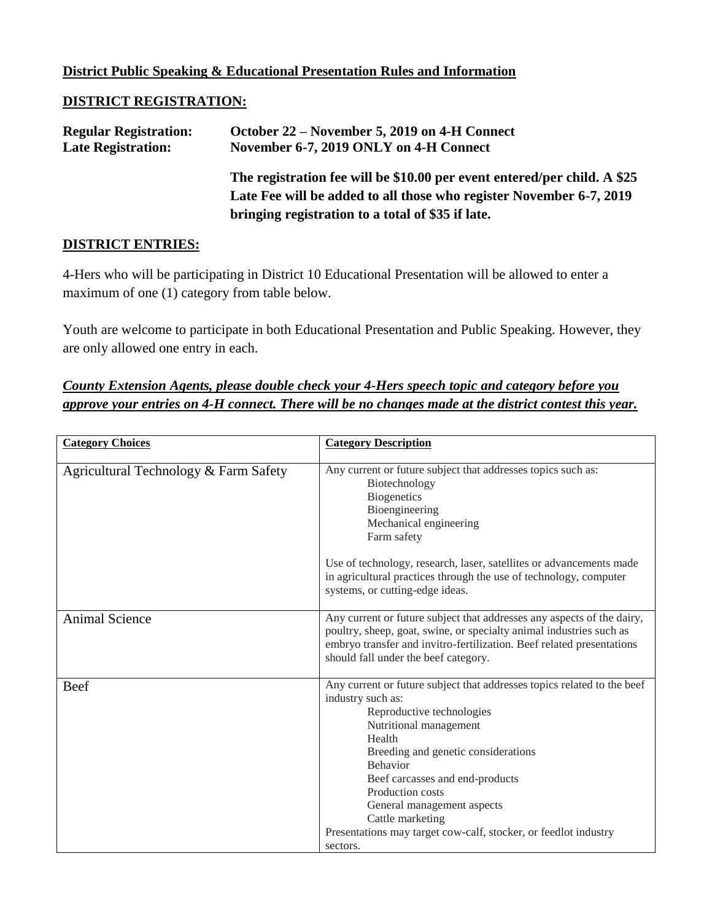**District Public Speaking & Educational Presentation Rules and Information**

**DISTRICT REGISTRATION:**

**Regular Registration:** **October 22 – November 5, 2019 on 4-H Connect**
**Late Registration:** **November 6-7, 2019 ONLY on 4-H Connect**

**The registration fee will be $10.00 per event entered/per child. A $25 Late Fee will be added to all those who register November 6-7, 2019 bringing registration to a total of $35 if late.**

**DISTRICT ENTRIES:**

4-Hers who will be participating in District 10 Educational Presentation will be allowed to enter a maximum of one (1) category from table below.

Youth are welcome to participate in both Educational Presentation and Public Speaking. However, they are only allowed one entry in each.

***County Extension Agents, please double check your 4-Hers speech topic and category before you approve your entries on 4-H connect. There will be no changes made at the district contest this year.***

| Category Choices | Category Description |
|---|---|
| Agricultural Technology & Farm Safety | Any current or future subject that addresses topics such as:<br>Biotechnology<br>Biogenetics<br>Bioengineering<br>Mechanical engineering<br>Farm safety<br><br>Use of technology, research, laser, satellites or advancements made in agricultural practices through the use of technology, computer systems, or cutting-edge ideas. |
| Animal Science | Any current or future subject that addresses any aspects of the dairy, poultry, sheep, goat, swine, or specialty animal industries such as embryo transfer and invitro-fertilization. Beef related presentations should fall under the beef category. |
| Beef | Any current or future subject that addresses topics related to the beef industry such as:<br>Reproductive technologies<br>Nutritional management<br>Health<br>Breeding and genetic considerations<br>Behavior<br>Beef carcasses and end-products<br>Production costs<br>General management aspects<br>Cattle marketing<br>Presentations may target cow-calf, stocker, or feedlot industry sectors. |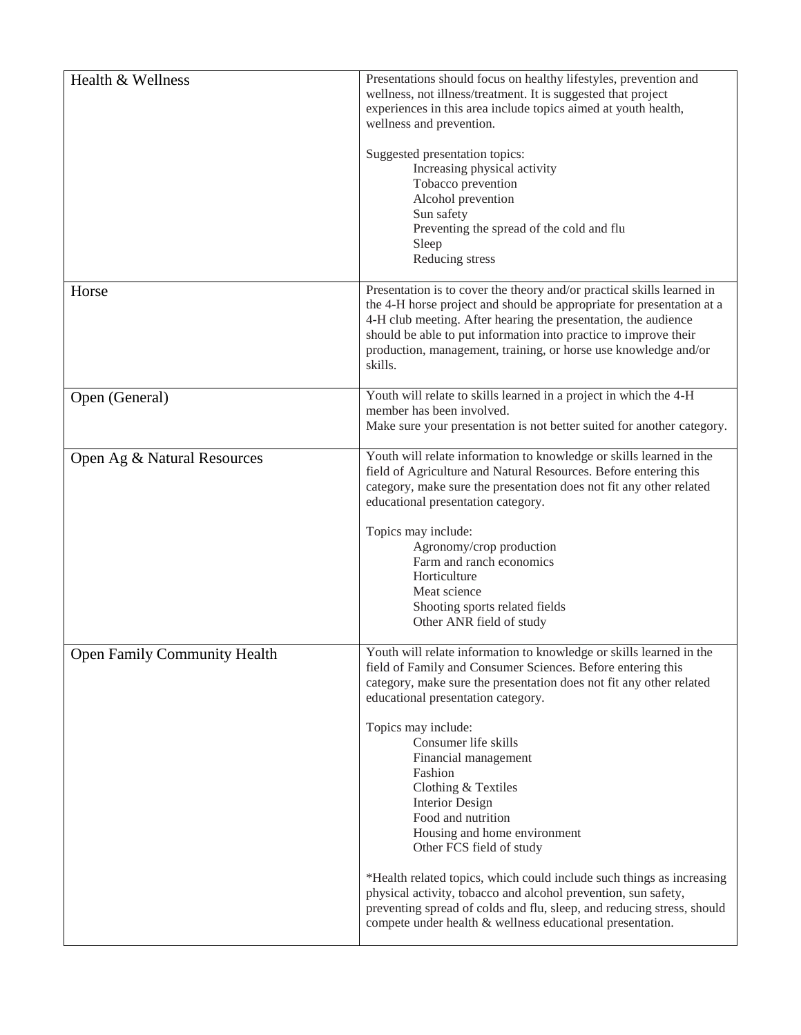| | |
|---|---|
| Health & Wellness | Presentations should focus on healthy lifestyles, prevention and wellness, not illness/treatment. It is suggested that project experiences in this area include topics aimed at youth health, wellness and prevention.<br><br>Suggested presentation topics:<br>Increasing physical activity<br>Tobacco prevention<br>Alcohol prevention<br>Sun safety<br>Preventing the spread of the cold and flu<br>Sleep<br>Reducing stress |
| Horse | Presentation is to cover the theory and/or practical skills learned in the 4-H horse project and should be appropriate for presentation at a 4-H club meeting. After hearing the presentation, the audience should be able to put information into practice to improve their production, management, training, or horse use knowledge and/or skills. |
| Open (General) | Youth will relate to skills learned in a project in which the 4-H member has been involved.<br>Make sure your presentation is not better suited for another category. |
| Open Ag & Natural Resources | Youth will relate information to knowledge or skills learned in the field of Agriculture and Natural Resources. Before entering this category, make sure the presentation does not fit any other related educational presentation category.<br><br>Topics may include:<br>Agronomy/crop production<br>Farm and ranch economics<br>Horticulture<br>Meat science<br>Shooting sports related fields<br>Other ANR field of study |
| Open Family Community Health | Youth will relate information to knowledge or skills learned in the field of Family and Consumer Sciences. Before entering this category, make sure the presentation does not fit any other related educational presentation category.<br><br>Topics may include:<br>Consumer life skills<br>Financial management<br>Fashion<br>Clothing & Textiles<br>Interior Design<br>Food and nutrition<br>Housing and home environment<br>Other FCS field of study<br><br>*Health related topics, which could include such things as increasing physical activity, tobacco and alcohol prevention, sun safety, preventing spread of colds and flu, sleep, and reducing stress, should compete under health & wellness educational presentation. |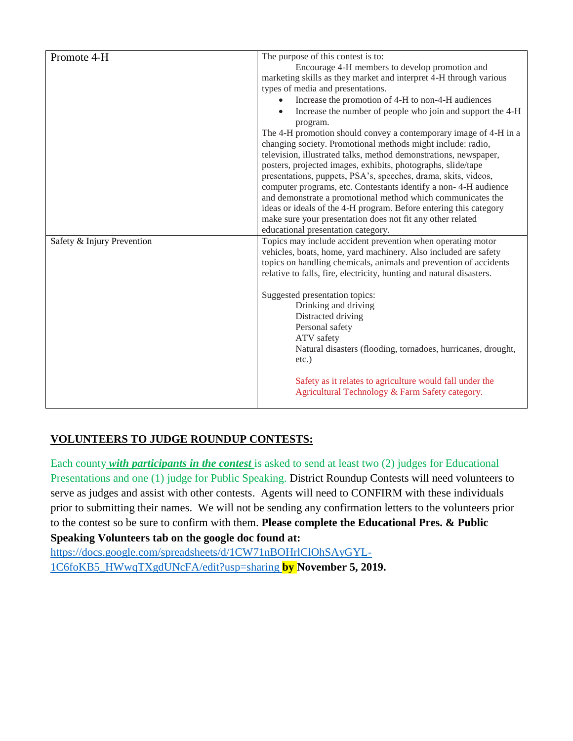| | |
|---|---|
| Promote 4-H | The purpose of this contest is to:<br>Encourage 4-H members to develop promotion and marketing skills as they market and interpret 4-H through various types of media and presentations.<br>• Increase the promotion of 4-H to non-4-H audiences<br>• Increase the number of people who join and support the 4-H program.<br>The 4-H promotion should convey a contemporary image of 4-H in a changing society. Promotional methods might include: radio, television, illustrated talks, method demonstrations, newspaper, posters, projected images, exhibits, photographs, slide/tape presentations, puppets, PSA's, speeches, drama, skits, videos, computer programs, etc. Contestants identify a non- 4-H audience and demonstrate a promotional method which communicates the ideas or ideals of the 4-H program. Before entering this category make sure your presentation does not fit any other related educational presentation category. |
| Safety & Injury Prevention | Topics may include accident prevention when operating motor vehicles, boats, home, yard machinery. Also included are safety topics on handling chemicals, animals and prevention of accidents relative to falls, fire, electricity, hunting and natural disasters.<br><br>Suggested presentation topics:<br>Drinking and driving<br>Distracted driving<br>Personal safety<br>ATV safety<br>Natural disasters (flooding, tornadoes, hurricanes, drought, etc.)<br><br>Safety as it relates to agriculture would fall under the Agricultural Technology & Farm Safety category. |

## VOLUNTEERS TO JUDGE ROUNDUP CONTESTS:

Each county ***with participants in the contest*** is asked to send at least two (2) judges for Educational Presentations and one (1) judge for Public Speaking. District Roundup Contests will need volunteers to serve as judges and assist with other contests. Agents will need to CONFIRM with these individuals prior to submitting their names. We will not be sending any confirmation letters to the volunteers prior to the contest so be sure to confirm with them. **Please complete the Educational Pres. & Public Speaking Volunteers tab on the google doc found at:** https://docs.google.com/spreadsheets/d/1CW71nBOHrlClOhSAyGYL-1C6foKB5_HWwqTXgdUNcFA/edit?usp=sharing **by November 5, 2019.**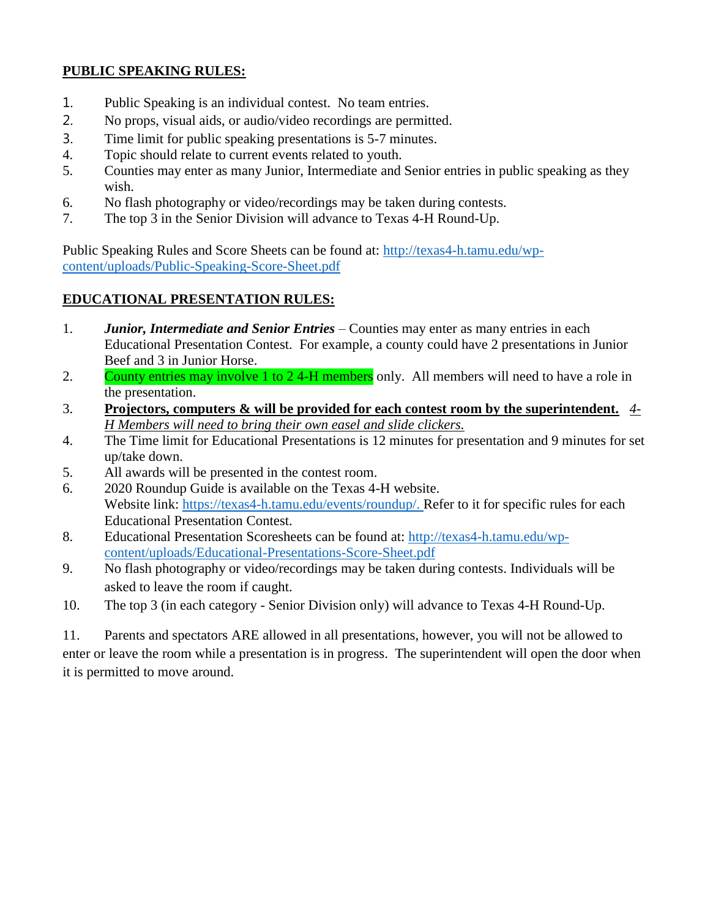## PUBLIC SPEAKING RULES:

1. Public Speaking is an individual contest. No team entries.
2. No props, visual aids, or audio/video recordings are permitted.
3. Time limit for public speaking presentations is 5-7 minutes.
4. Topic should relate to current events related to youth.
5. Counties may enter as many Junior, Intermediate and Senior entries in public speaking as they wish.
6. No flash photography or video/recordings may be taken during contests.
7. The top 3 in the Senior Division will advance to Texas 4-H Round-Up.

Public Speaking Rules and Score Sheets can be found at: [http://texas4-h.tamu.edu/wp-content/uploads/Public-Speaking-Score-Sheet.pdf](http://texas4-h.tamu.edu/wp-content/uploads/Public-Speaking-Score-Sheet.pdf)

## EDUCATIONAL PRESENTATION RULES:

1. ***Junior, Intermediate and Senior Entries*** – Counties may enter as many entries in each Educational Presentation Contest. For example, a county could have 2 presentations in Junior Beef and 3 in Junior Horse.
2. County entries may involve 1 to 2 4-H members only. All members will need to have a role in the presentation.
3. **Projectors, computers & will be provided for each contest room by the superintendent.** *4-H Members will need to bring their own easel and slide clickers.*
4. The Time limit for Educational Presentations is 12 minutes for presentation and 9 minutes for set up/take down.
5. All awards will be presented in the contest room.
6. 2020 Roundup Guide is available on the Texas 4-H website. Website link: [https://texas4-h.tamu.edu/events/roundup/.](https://texas4-h.tamu.edu/events/roundup/) Refer to it for specific rules for each Educational Presentation Contest.

8. Educational Presentation Scoresheets can be found at: [http://texas4-h.tamu.edu/wp-content/uploads/Educational-Presentations-Score-Sheet.pdf](http://texas4-h.tamu.edu/wp-content/uploads/Educational-Presentations-Score-Sheet.pdf)
9. No flash photography or video/recordings may be taken during contests. Individuals will be asked to leave the room if caught.
10. The top 3 (in each category - Senior Division only) will advance to Texas 4-H Round-Up.

11. Parents and spectators ARE allowed in all presentations, however, you will not be allowed to enter or leave the room while a presentation is in progress. The superintendent will open the door when it is permitted to move around.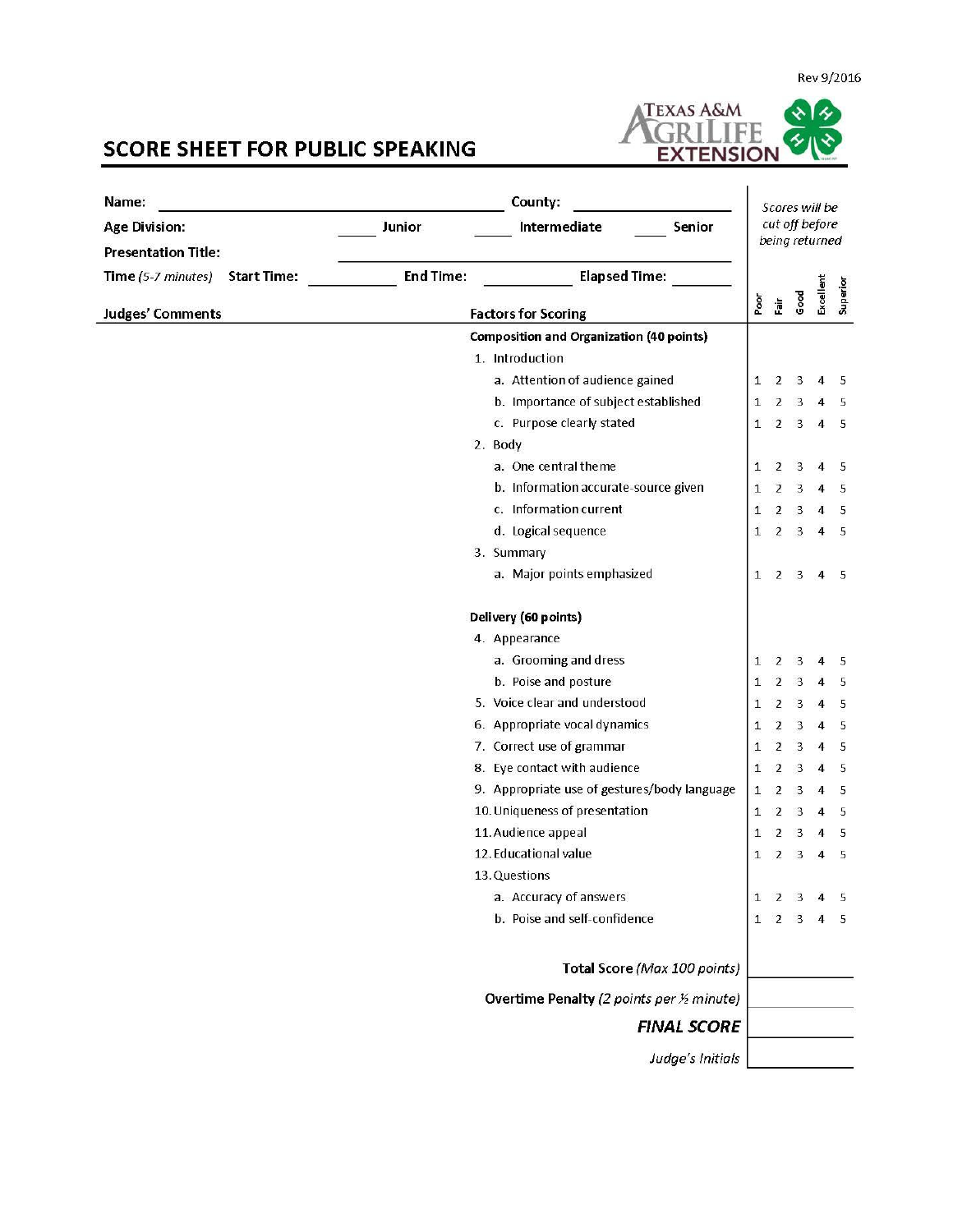Rev 9/2016

# SCORE SHEET FOR PUBLIC SPEAKING

**Name:** ______________________ **County:** ______________

**Age Division:** _____ Junior _____ Intermediate _____ Senior

**Presentation Title:** ______________________

**Time** *(5-7 minutes)* **Start Time:** __________ **End Time:** __________ **Elapsed Time:** _______

*Scores will be cut off before being returned*

**Judges' Comments**

| Factors for Scoring | Poor | Fair | Good | Excellent | Superior |
|---|---|---|---|---|---|
| **Composition and Organization (40 points)** | | | | | |
| 1. Introduction | | | | | |
| a. Attention of audience gained | 1 | 2 | 3 | 4 | 5 |
| b. Importance of subject established | 1 | 2 | 3 | 4 | 5 |
| c. Purpose clearly stated | 1 | 2 | 3 | 4 | 5 |
| 2. Body | | | | | |
| a. One central theme | 1 | 2 | 3 | 4 | 5 |
| b. Information accurate-source given | 1 | 2 | 3 | 4 | 5 |
| c. Information current | 1 | 2 | 3 | 4 | 5 |
| d. Logical sequence | 1 | 2 | 3 | 4 | 5 |
| 3. Summary | | | | | |
| a. Major points emphasized | 1 | 2 | 3 | 4 | 5 |
| **Delivery (60 points)** | | | | | |
| 4. Appearance | | | | | |
| a. Grooming and dress | 1 | 2 | 3 | 4 | 5 |
| b. Poise and posture | 1 | 2 | 3 | 4 | 5 |
| 5. Voice clear and understood | 1 | 2 | 3 | 4 | 5 |
| 6. Appropriate vocal dynamics | 1 | 2 | 3 | 4 | 5 |
| 7. Correct use of grammar | 1 | 2 | 3 | 4 | 5 |
| 8. Eye contact with audience | 1 | 2 | 3 | 4 | 5 |
| 9. Appropriate use of gestures/body language | 1 | 2 | 3 | 4 | 5 |
| 10. Uniqueness of presentation | 1 | 2 | 3 | 4 | 5 |
| 11. Audience appeal | 1 | 2 | 3 | 4 | 5 |
| 12. Educational value | 1 | 2 | 3 | 4 | 5 |
| 13. Questions | | | | | |
| a. Accuracy of answers | 1 | 2 | 3 | 4 | 5 |
| b. Poise and self-confidence | 1 | 2 | 3 | 4 | 5 |

**Total Score** *(Max 100 points)* __________

**Overtime Penalty** *(2 points per ½ minute)* __________

***FINAL SCORE*** __________

*Judge's Initials* __________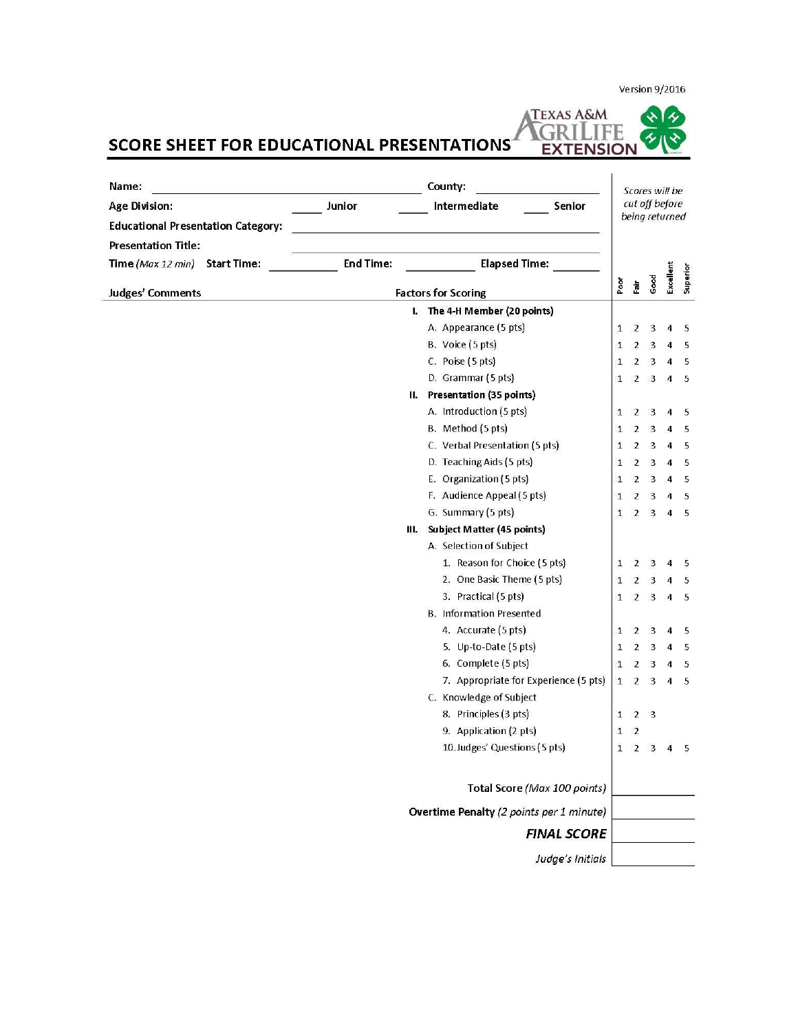Version 9/2016

# SCORE SHEET FOR EDUCATIONAL PRESENTATIONS

TEXAS A&M AGRILIFE EXTENSION

**Name:** ______________________ **County:** ______________

**Age Division:** _____ Junior _____ Intermediate _____ Senior

**Educational Presentation Category:** ______________________

**Presentation Title:** ______________________

**Time** *(Max 12 min)* **Start Time:** _________ **End Time:** _________ **Elapsed Time:** _______

*Scores will be cut off before being returned*

**Judges' Comments**

| Factors for Scoring | Poor | Fair | Good | Excellent | Superior |
|---|---|---|---|---|---|
| **I. The 4-H Member (20 points)** | | | | | |
| A. Appearance (5 pts) | 1 | 2 | 3 | 4 | 5 |
| B. Voice (5 pts) | 1 | 2 | 3 | 4 | 5 |
| C. Poise (5 pts) | 1 | 2 | 3 | 4 | 5 |
| D. Grammar (5 pts) | 1 | 2 | 3 | 4 | 5 |
| **II. Presentation (35 points)** | | | | | |
| A. Introduction (5 pts) | 1 | 2 | 3 | 4 | 5 |
| B. Method (5 pts) | 1 | 2 | 3 | 4 | 5 |
| C. Verbal Presentation (5 pts) | 1 | 2 | 3 | 4 | 5 |
| D. Teaching Aids (5 pts) | 1 | 2 | 3 | 4 | 5 |
| E. Organization (5 pts) | 1 | 2 | 3 | 4 | 5 |
| F. Audience Appeal (5 pts) | 1 | 2 | 3 | 4 | 5 |
| G. Summary (5 pts) | 1 | 2 | 3 | 4 | 5 |
| **III. Subject Matter (45 points)** | | | | | |
| A. Selection of Subject | | | | | |
| 1. Reason for Choice (5 pts) | 1 | 2 | 3 | 4 | 5 |
| 2. One Basic Theme (5 pts) | 1 | 2 | 3 | 4 | 5 |
| 3. Practical (5 pts) | 1 | 2 | 3 | 4 | 5 |
| B. Information Presented | | | | | |
| 4. Accurate (5 pts) | 1 | 2 | 3 | 4 | 5 |
| 5. Up-to-Date (5 pts) | 1 | 2 | 3 | 4 | 5 |
| 6. Complete (5 pts) | 1 | 2 | 3 | 4 | 5 |
| 7. Appropriate for Experience (5 pts) | 1 | 2 | 3 | 4 | 5 |
| C. Knowledge of Subject | | | | | |
| 8. Principles (3 pts) | 1 | 2 | 3 | | |
| 9. Application (2 pts) | 1 | 2 | | | |
| 10. Judges' Questions (5 pts) | 1 | 2 | 3 | 4 | 5 |

**Total Score** *(Max 100 points)* __________

**Overtime Penalty** *(2 points per 1 minute)* __________

***FINAL SCORE*** __________

*Judge's Initials* __________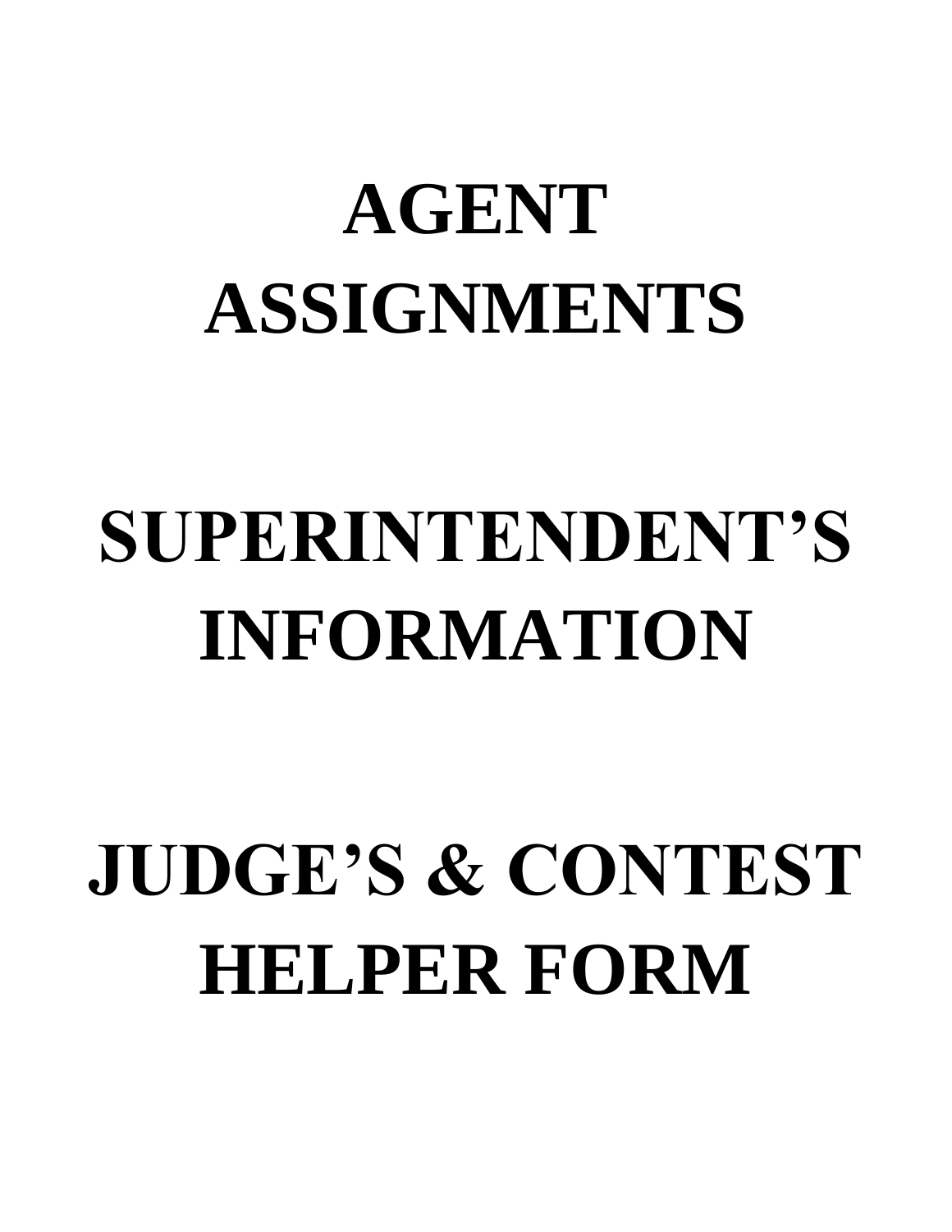# AGENT ASSIGNMENTS

# SUPERINTENDENT’S INFORMATION

# JUDGE’S & CONTEST HELPER FORM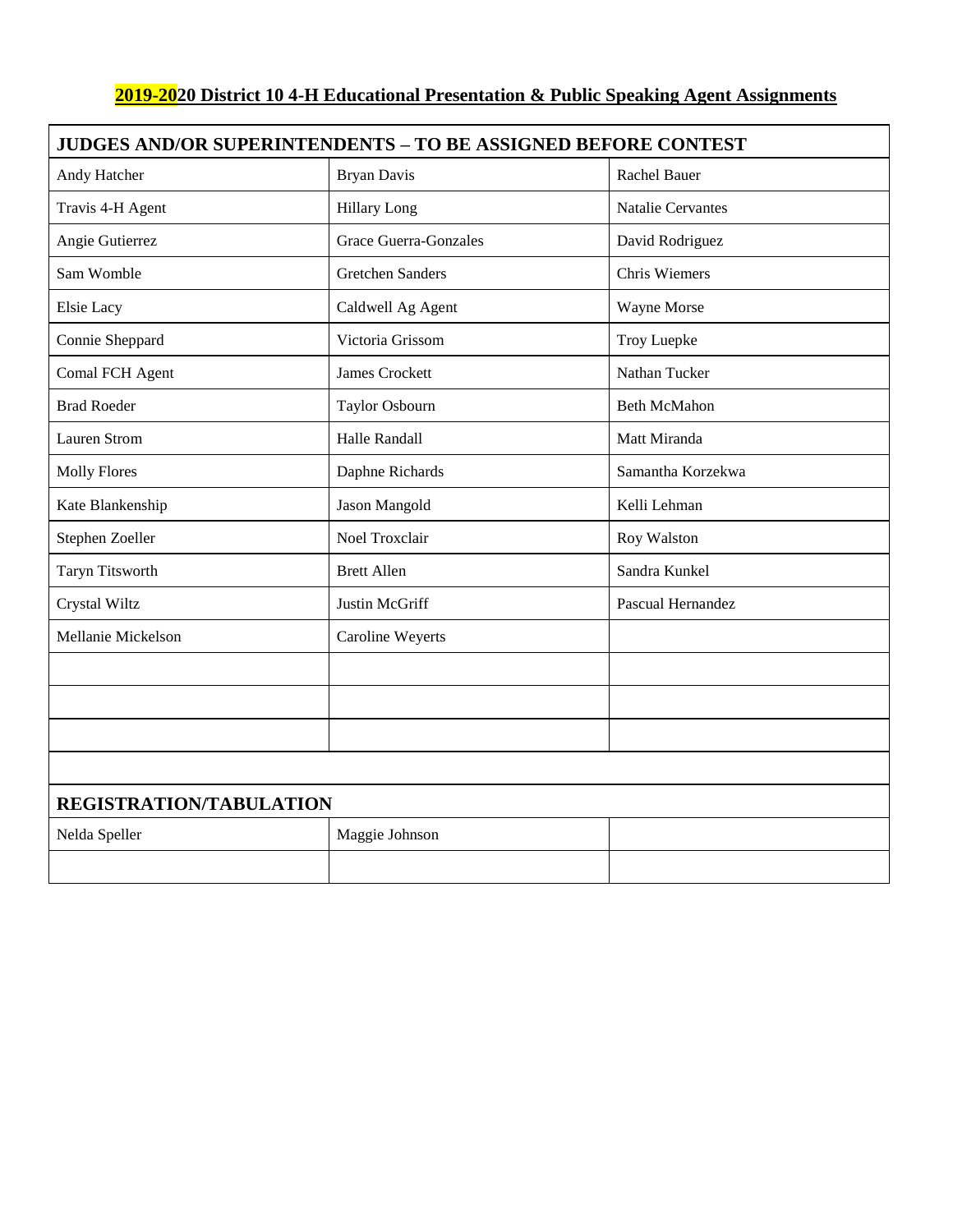## 2019-2020 District 10 4-H Educational Presentation & Public Speaking Agent Assignments

| JUDGES AND/OR SUPERINTENDENTS – TO BE ASSIGNED BEFORE CONTEST | | |
|---|---|---|
| Andy Hatcher | Bryan Davis | Rachel Bauer |
| Travis 4-H Agent | Hillary Long | Natalie Cervantes |
| Angie Gutierrez | Grace Guerra-Gonzales | David Rodriguez |
| Sam Womble | Gretchen Sanders | Chris Wiemers |
| Elsie Lacy | Caldwell Ag Agent | Wayne Morse |
| Connie Sheppard | Victoria Grissom | Troy Luepke |
| Comal FCH Agent | James Crockett | Nathan Tucker |
| Brad Roeder | Taylor Osbourn | Beth McMahon |
| Lauren Strom | Halle Randall | Matt Miranda |
| Molly Flores | Daphne Richards | Samantha Korzekwa |
| Kate Blankenship | Jason Mangold | Kelli Lehman |
| Stephen Zoeller | Noel Troxclair | Roy Walston |
| Taryn Titsworth | Brett Allen | Sandra Kunkel |
| Crystal Wiltz | Justin McGriff | Pascual Hernandez |
| Mellanie Mickelson | Caroline Weyerts | |
| | | |
| | | |
| | | |
| | | |
| **REGISTRATION/TABULATION** | | |
| Nelda Speller | Maggie Johnson | |
| | | |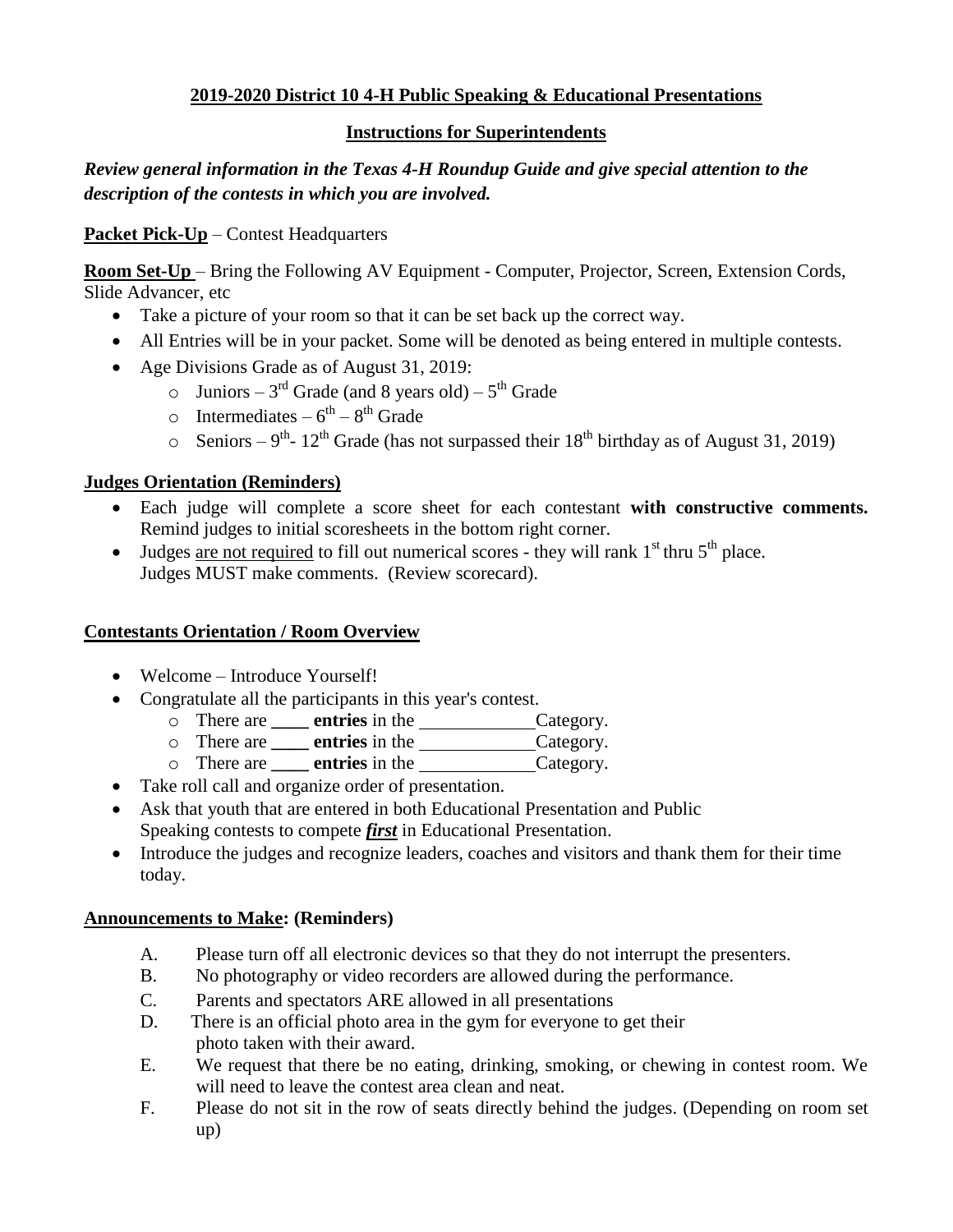**2019-2020 District 10 4-H Public Speaking & Educational Presentations**

**Instructions for Superintendents**

***Review general information in the Texas 4-H Roundup Guide and give special attention to the description of the contests in which you are involved.***

**Packet Pick-Up** – Contest Headquarters

**Room Set-Up** – Bring the Following AV Equipment - Computer, Projector, Screen, Extension Cords, Slide Advancer, etc

- Take a picture of your room so that it can be set back up the correct way.
- All Entries will be in your packet. Some will be denoted as being entered in multiple contests.
- Age Divisions Grade as of August 31, 2019:
  - Juniors – 3rd Grade (and 8 years old) – 5th Grade
  - Intermediates – 6th – 8th Grade
  - Seniors – 9th- 12th Grade (has not surpassed their 18th birthday as of August 31, 2019)

**Judges Orientation (Reminders)**

- Each judge will complete a score sheet for each contestant **with constructive comments.** Remind judges to initial scoresheets in the bottom right corner.
- Judges are not required to fill out numerical scores - they will rank 1st thru 5th place. Judges MUST make comments. (Review scorecard).

**Contestants Orientation / Room Overview**

- Welcome – Introduce Yourself!
- Congratulate all the participants in this year's contest.
  - There are ____ **entries** in the ____________Category.
  - There are ____ **entries** in the ____________Category.
  - There are ____ **entries** in the ____________Category.
- Take roll call and organize order of presentation.
- Ask that youth that are entered in both Educational Presentation and Public Speaking contests to compete ***first*** in Educational Presentation.
- Introduce the judges and recognize leaders, coaches and visitors and thank them for their time today.

**Announcements to Make: (Reminders)**

A. Please turn off all electronic devices so that they do not interrupt the presenters.

B. No photography or video recorders are allowed during the performance.

C. Parents and spectators ARE allowed in all presentations

D. There is an official photo area in the gym for everyone to get their photo taken with their award.

E. We request that there be no eating, drinking, smoking, or chewing in contest room. We will need to leave the contest area clean and neat.

F. Please do not sit in the row of seats directly behind the judges. (Depending on room set up)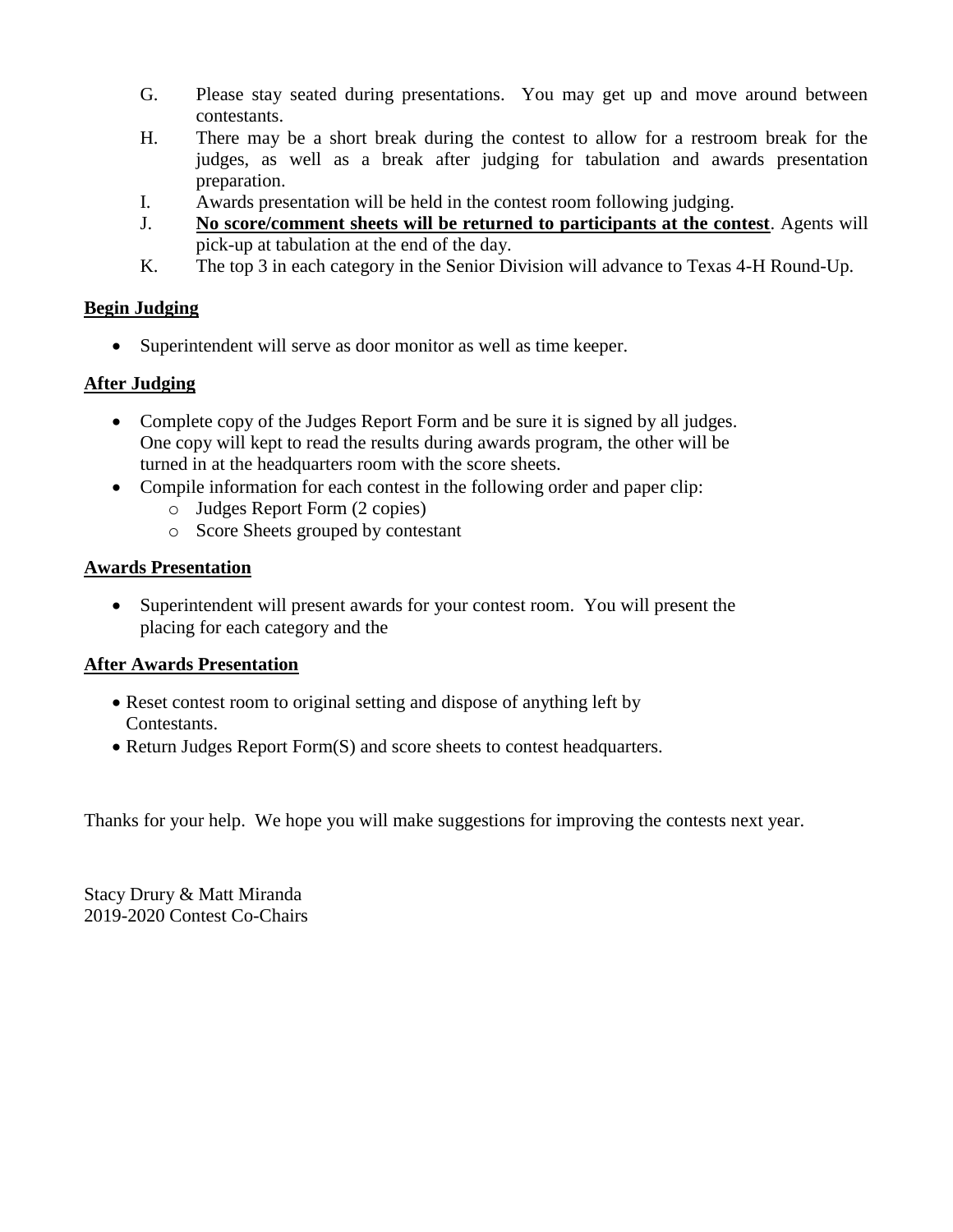G. Please stay seated during presentations. You may get up and move around between contestants.

H. There may be a short break during the contest to allow for a restroom break for the judges, as well as a break after judging for tabulation and awards presentation preparation.

I. Awards presentation will be held in the contest room following judging.

J. **<u>No score/comment sheets will be returned to participants at the contest</u>**. Agents will pick-up at tabulation at the end of the day.

K. The top 3 in each category in the Senior Division will advance to Texas 4-H Round-Up.

**<u>Begin Judging</u>**

- Superintendent will serve as door monitor as well as time keeper.

**<u>After Judging</u>**

- Complete copy of the Judges Report Form and be sure it is signed by all judges. One copy will kept to read the results during awards program, the other will be turned in at the headquarters room with the score sheets.
- Compile information for each contest in the following order and paper clip:
  - Judges Report Form (2 copies)
  - Score Sheets grouped by contestant

**<u>Awards Presentation</u>**

- Superintendent will present awards for your contest room. You will present the placing for each category and the

**<u>After Awards Presentation</u>**

- Reset contest room to original setting and dispose of anything left by Contestants.
- Return Judges Report Form(S) and score sheets to contest headquarters.

Thanks for your help. We hope you will make suggestions for improving the contests next year.

Stacy Drury & Matt Miranda
2019-2020 Contest Co-Chairs